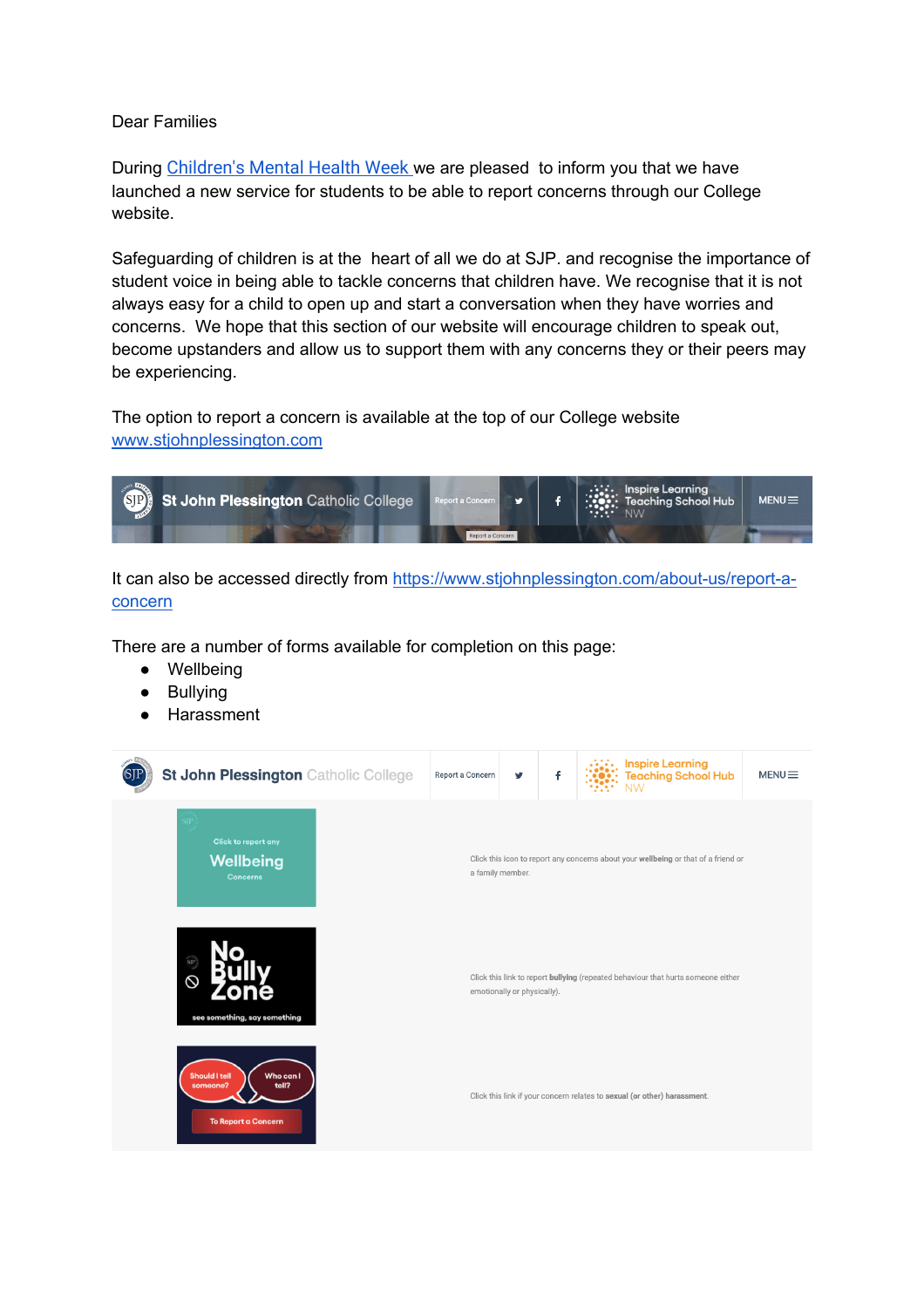Dear Families

During [Children's Mental Health Week](#) we are pleased to inform you that we have launched a new service for students to be able to report concerns through our College website.

Safeguarding of children is at the heart of all we do at SJP. and recognise the importance of student voice in being able to tackle concerns that children have. We recognise that it is not always easy for a child to open up and start a conversation when they have worries and concerns. We hope that this section of our website will encourage children to speak out, become upstanders and allow us to support them with any concerns they or their peers may be experiencing.

The option to report a concern is available at the top of our College website [www.stjohnplessington.com](http://www.stjohnplessington.com)

It can also be accessed directly from [https://www.stjohnplessington.com/about-us/report-a-concern](https://www.stjohnplessington.com/about-us/report-a-concern)

There are a number of forms available for completion on this page:

- Wellbeing
- Bullying
- Harassment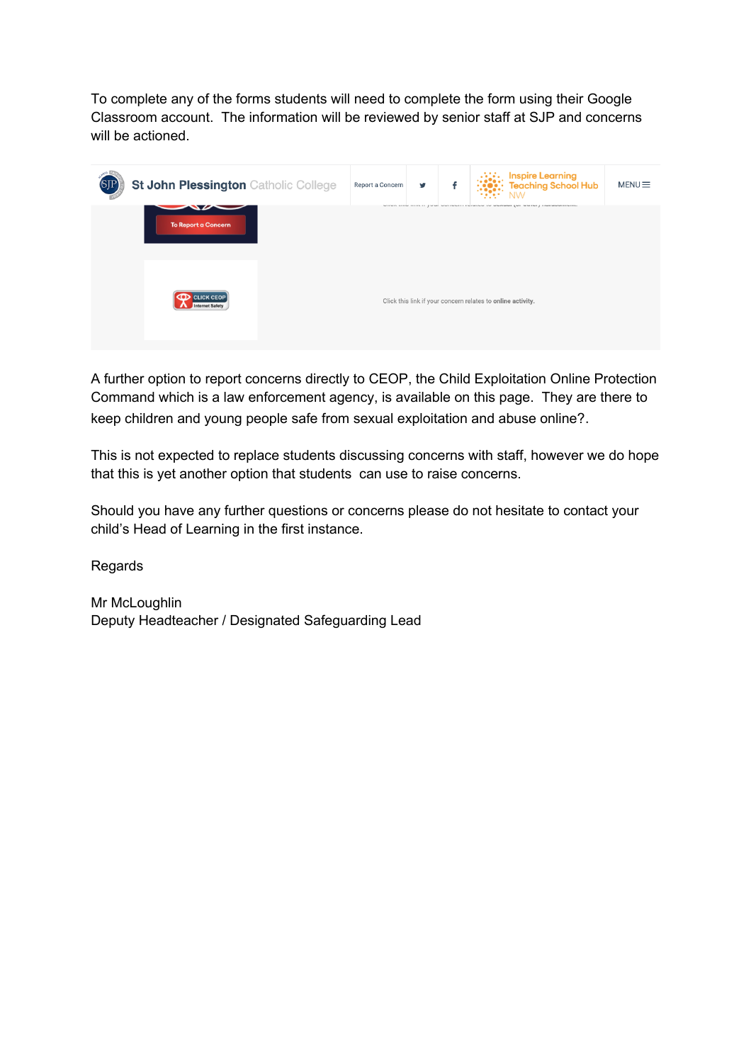To complete any of the forms students will need to complete the form using their Google Classroom account. The information will be reviewed by senior staff at SJP and concerns will be actioned.

St John Plessington Catholic College | Report a Concern | Inspire Learning Teaching School Hub NW | MENU

To Report a Concern

CLICK CEOP Internet Safety

Click this link if your concern relates to **online activity.**

A further option to report concerns directly to CEOP, the Child Exploitation Online Protection Command which is a law enforcement agency, is available on this page. They are there to keep children and young people safe from sexual exploitation and abuse online?.

This is not expected to replace students discussing concerns with staff, however we do hope that this is yet another option that students can use to raise concerns.

Should you have any further questions or concerns please do not hesitate to contact your child's Head of Learning in the first instance.

Regards

Mr McLoughlin
Deputy Headteacher / Designated Safeguarding Lead